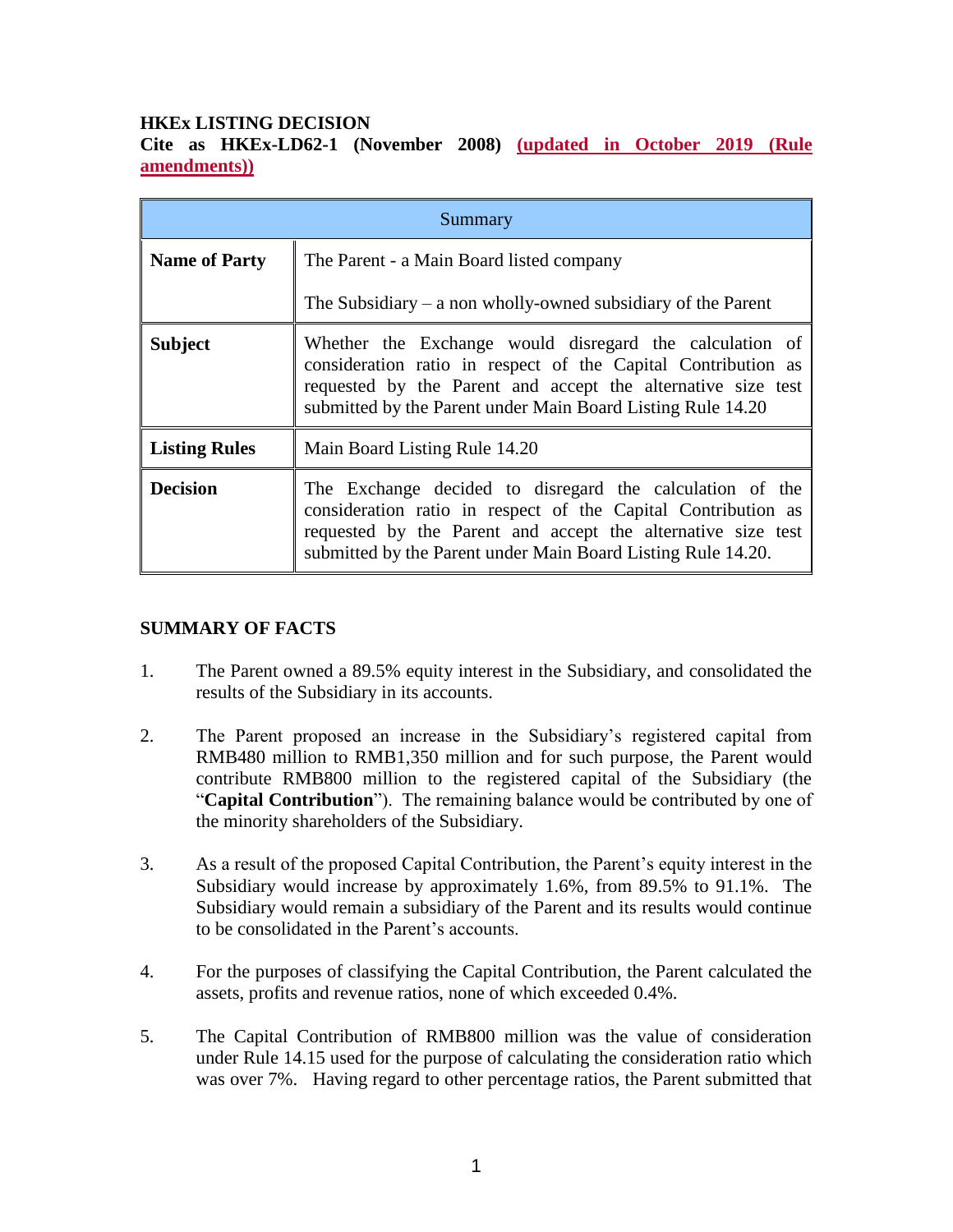**HKEx LISTING DECISION**

**Cite as HKEx-LD62-1 (November 2008) (updated in October 2019 (Rule amendments))**

| Summary | |
|---|---|
| **Name of Party** | The Parent - a Main Board listed company<br><br>The Subsidiary – a non wholly-owned subsidiary of the Parent |
| **Subject** | Whether the Exchange would disregard the calculation of consideration ratio in respect of the Capital Contribution as requested by the Parent and accept the alternative size test submitted by the Parent under Main Board Listing Rule 14.20 |
| **Listing Rules** | Main Board Listing Rule 14.20 |
| **Decision** | The Exchange decided to disregard the calculation of the consideration ratio in respect of the Capital Contribution as requested by the Parent and accept the alternative size test submitted by the Parent under Main Board Listing Rule 14.20. |

**SUMMARY OF FACTS**

1. The Parent owned a 89.5% equity interest in the Subsidiary, and consolidated the results of the Subsidiary in its accounts.

2. The Parent proposed an increase in the Subsidiary's registered capital from RMB480 million to RMB1,350 million and for such purpose, the Parent would contribute RMB800 million to the registered capital of the Subsidiary (the "**Capital Contribution**"). The remaining balance would be contributed by one of the minority shareholders of the Subsidiary.

3. As a result of the proposed Capital Contribution, the Parent's equity interest in the Subsidiary would increase by approximately 1.6%, from 89.5% to 91.1%. The Subsidiary would remain a subsidiary of the Parent and its results would continue to be consolidated in the Parent's accounts.

4. For the purposes of classifying the Capital Contribution, the Parent calculated the assets, profits and revenue ratios, none of which exceeded 0.4%.

5. The Capital Contribution of RMB800 million was the value of consideration under Rule 14.15 used for the purpose of calculating the consideration ratio which was over 7%. Having regard to other percentage ratios, the Parent submitted that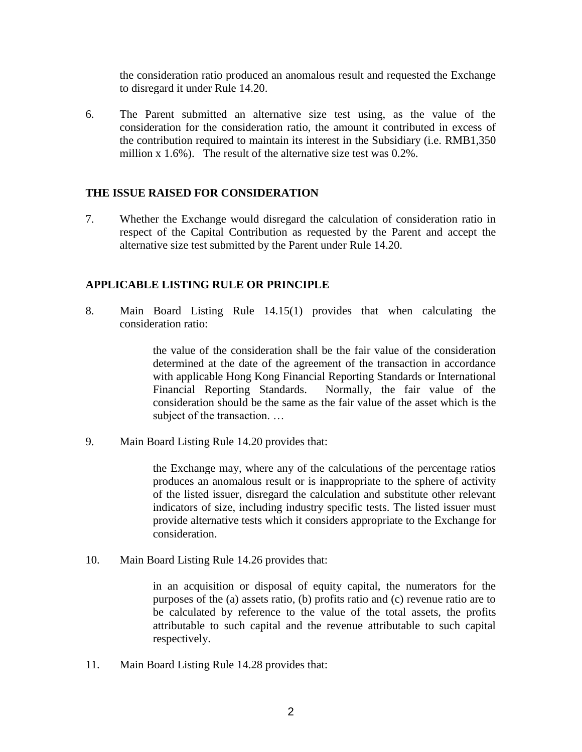the consideration ratio produced an anomalous result and requested the Exchange to disregard it under Rule 14.20.

6. The Parent submitted an alternative size test using, as the value of the consideration for the consideration ratio, the amount it contributed in excess of the contribution required to maintain its interest in the Subsidiary (i.e. RMB1,350 million x 1.6%). The result of the alternative size test was 0.2%.

## THE ISSUE RAISED FOR CONSIDERATION

7. Whether the Exchange would disregard the calculation of consideration ratio in respect of the Capital Contribution as requested by the Parent and accept the alternative size test submitted by the Parent under Rule 14.20.

## APPLICABLE LISTING RULE OR PRINCIPLE

8. Main Board Listing Rule 14.15(1) provides that when calculating the consideration ratio:

> the value of the consideration shall be the fair value of the consideration determined at the date of the agreement of the transaction in accordance with applicable Hong Kong Financial Reporting Standards or International Financial Reporting Standards. Normally, the fair value of the consideration should be the same as the fair value of the asset which is the subject of the transaction. …

9. Main Board Listing Rule 14.20 provides that:

> the Exchange may, where any of the calculations of the percentage ratios produces an anomalous result or is inappropriate to the sphere of activity of the listed issuer, disregard the calculation and substitute other relevant indicators of size, including industry specific tests. The listed issuer must provide alternative tests which it considers appropriate to the Exchange for consideration.

10. Main Board Listing Rule 14.26 provides that:

> in an acquisition or disposal of equity capital, the numerators for the purposes of the (a) assets ratio, (b) profits ratio and (c) revenue ratio are to be calculated by reference to the value of the total assets, the profits attributable to such capital and the revenue attributable to such capital respectively.

11. Main Board Listing Rule 14.28 provides that: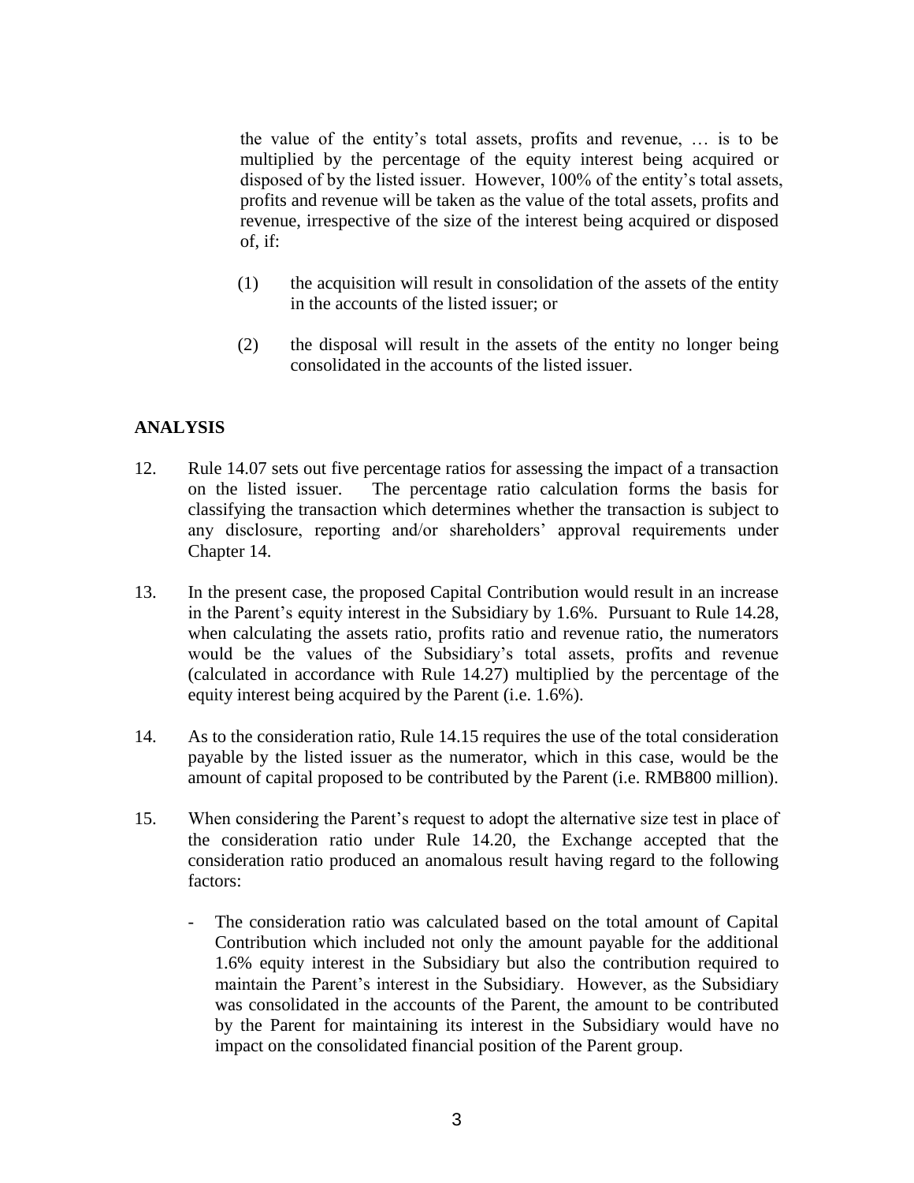the value of the entity's total assets, profits and revenue, … is to be multiplied by the percentage of the equity interest being acquired or disposed of by the listed issuer. However, 100% of the entity's total assets, profits and revenue will be taken as the value of the total assets, profits and revenue, irrespective of the size of the interest being acquired or disposed of, if:

(1) the acquisition will result in consolidation of the assets of the entity in the accounts of the listed issuer; or

(2) the disposal will result in the assets of the entity no longer being consolidated in the accounts of the listed issuer.

## ANALYSIS

12. Rule 14.07 sets out five percentage ratios for assessing the impact of a transaction on the listed issuer. The percentage ratio calculation forms the basis for classifying the transaction which determines whether the transaction is subject to any disclosure, reporting and/or shareholders' approval requirements under Chapter 14.

13. In the present case, the proposed Capital Contribution would result in an increase in the Parent's equity interest in the Subsidiary by 1.6%. Pursuant to Rule 14.28, when calculating the assets ratio, profits ratio and revenue ratio, the numerators would be the values of the Subsidiary's total assets, profits and revenue (calculated in accordance with Rule 14.27) multiplied by the percentage of the equity interest being acquired by the Parent (i.e. 1.6%).

14. As to the consideration ratio, Rule 14.15 requires the use of the total consideration payable by the listed issuer as the numerator, which in this case, would be the amount of capital proposed to be contributed by the Parent (i.e. RMB800 million).

15. When considering the Parent's request to adopt the alternative size test in place of the consideration ratio under Rule 14.20, the Exchange accepted that the consideration ratio produced an anomalous result having regard to the following factors:

    - The consideration ratio was calculated based on the total amount of Capital Contribution which included not only the amount payable for the additional 1.6% equity interest in the Subsidiary but also the contribution required to maintain the Parent's interest in the Subsidiary. However, as the Subsidiary was consolidated in the accounts of the Parent, the amount to be contributed by the Parent for maintaining its interest in the Subsidiary would have no impact on the consolidated financial position of the Parent group.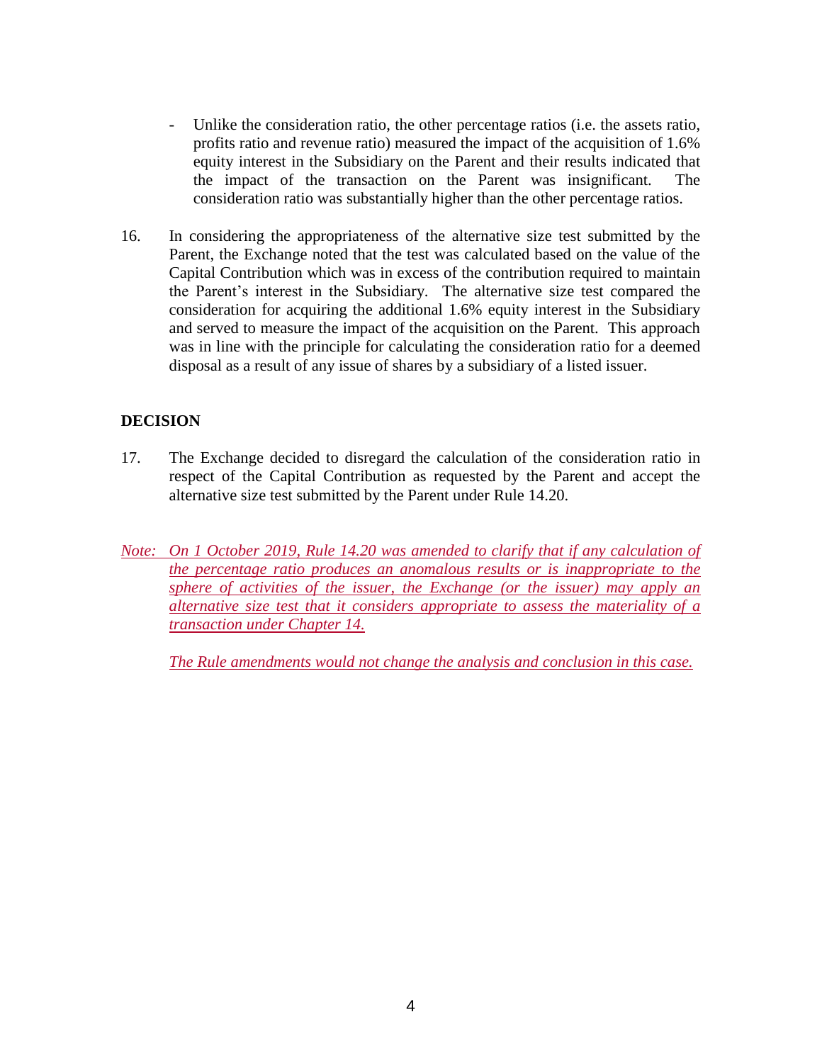- Unlike the consideration ratio, the other percentage ratios (i.e. the assets ratio, profits ratio and revenue ratio) measured the impact of the acquisition of 1.6% equity interest in the Subsidiary on the Parent and their results indicated that the impact of the transaction on the Parent was insignificant. The consideration ratio was substantially higher than the other percentage ratios.

16. In considering the appropriateness of the alternative size test submitted by the Parent, the Exchange noted that the test was calculated based on the value of the Capital Contribution which was in excess of the contribution required to maintain the Parent's interest in the Subsidiary. The alternative size test compared the consideration for acquiring the additional 1.6% equity interest in the Subsidiary and served to measure the impact of the acquisition on the Parent. This approach was in line with the principle for calculating the consideration ratio for a deemed disposal as a result of any issue of shares by a subsidiary of a listed issuer.

## DECISION

17. The Exchange decided to disregard the calculation of the consideration ratio in respect of the Capital Contribution as requested by the Parent and accept the alternative size test submitted by the Parent under Rule 14.20.

*Note: On 1 October 2019, Rule 14.20 was amended to clarify that if any calculation of the percentage ratio produces an anomalous results or is inappropriate to the sphere of activities of the issuer, the Exchange (or the issuer) may apply an alternative size test that it considers appropriate to assess the materiality of a transaction under Chapter 14.*

*The Rule amendments would not change the analysis and conclusion in this case.*